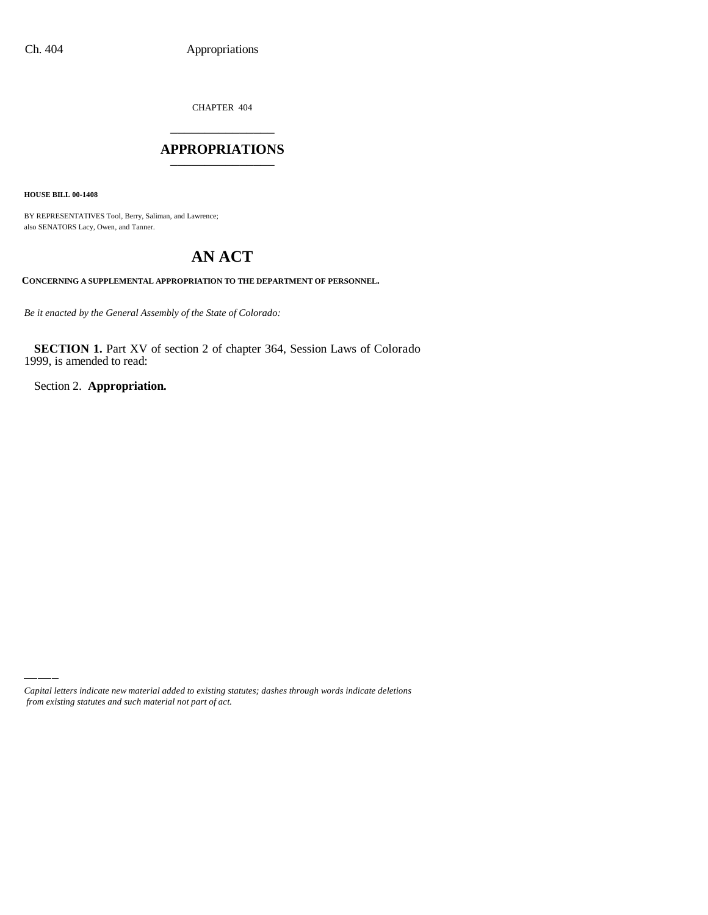CHAPTER 404

# APPROPRIATIONS

**HOUSE BILL 00-1408**

BY REPRESENTATIVES Tool, Berry, Saliman, and Lawrence;
also SENATORS Lacy, Owen, and Tanner.

# AN ACT

**CONCERNING A SUPPLEMENTAL APPROPRIATION TO THE DEPARTMENT OF PERSONNEL.**

*Be it enacted by the General Assembly of the State of Colorado:*

**SECTION 1.** Part XV of section 2 of chapter 364, Session Laws of Colorado 1999, is amended to read:

Section 2. **Appropriation.**

*Capital letters indicate new material added to existing statutes; dashes through words indicate deletions from existing statutes and such material not part of act.*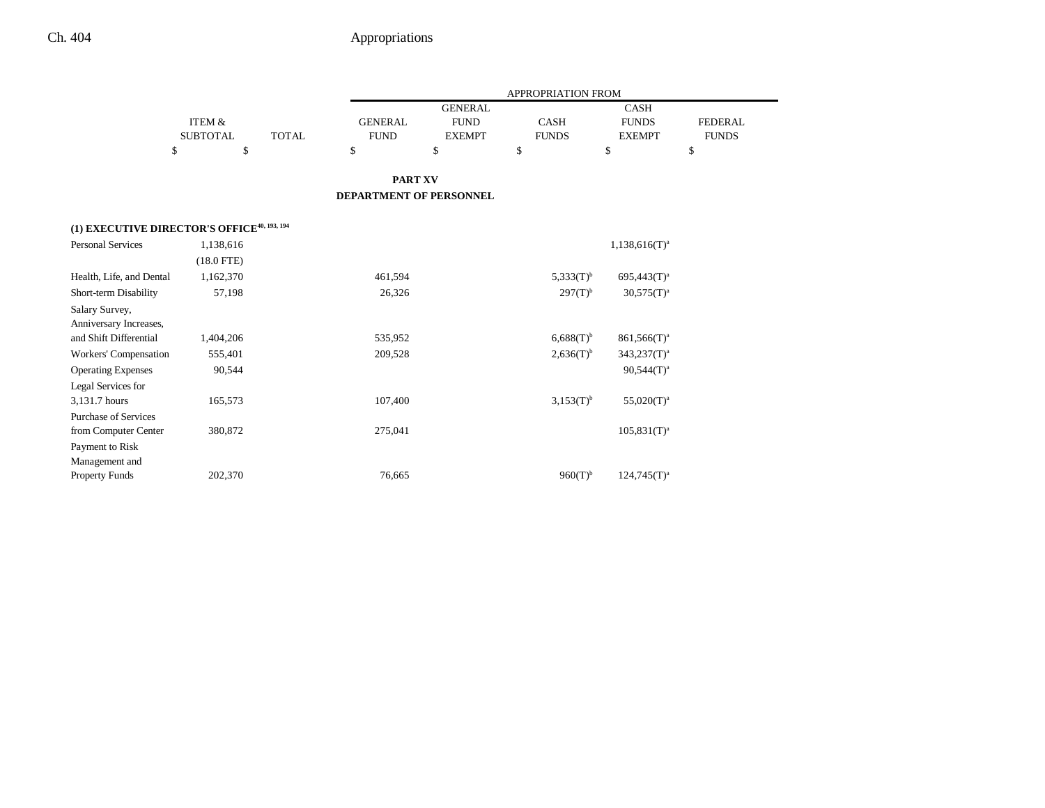## PART XV

## DEPARTMENT OF PERSONNEL

| | ITEM & SUBTOTAL | TOTAL | GENERAL FUND | GENERAL FUND EXEMPT | CASH FUNDS | CASH FUNDS EXEMPT | FEDERAL FUNDS |
|---|---|---|---|---|---|---|---|
| | $ | $ | $ | $ | $ | $ | $ |
| **(1) EXECUTIVE DIRECTOR'S OFFICE[40, 193, 194]** | | | | | | | |
| Personal Services | 1,138,616 | | | | | 1,138,616(T)[a] | |
| | (18.0 FTE) | | | | | | |
| Health, Life, and Dental | 1,162,370 | | 461,594 | | 5,333(T)[b] | 695,443(T)[a] | |
| Short-term Disability | 57,198 | | 26,326 | | 297(T)[b] | 30,575(T)[a] | |
| Salary Survey, Anniversary Increases, and Shift Differential | 1,404,206 | | 535,952 | | 6,688(T)[b] | 861,566(T)[a] | |
| Workers' Compensation | 555,401 | | 209,528 | | 2,636(T)[b] | 343,237(T)[a] | |
| Operating Expenses | 90,544 | | | | | 90,544(T)[a] | |
| Legal Services for 3,131.7 hours | 165,573 | | 107,400 | | 3,153(T)[b] | 55,020(T)[a] | |
| Purchase of Services from Computer Center | 380,872 | | 275,041 | | | 105,831(T)[a] | |
| Payment to Risk Management and Property Funds | 202,370 | | 76,665 | | 960(T)[b] | 124,745(T)[a] | |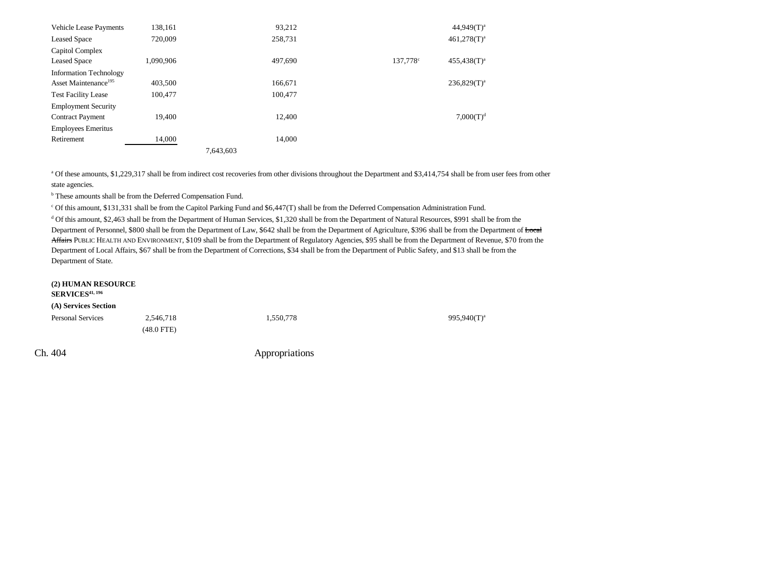| | | | | | | |
|---|---|---|---|---|---|---|
| Vehicle Lease Payments | 138,161 | | 93,212 | | | 44,949(T)[a] |
| Leased Space | 720,009 | | 258,731 | | | 461,278(T)[a] |
| Capitol Complex Leased Space | 1,090,906 | | 497,690 | | 137,778[c] | 455,438(T)[a] |
| Information Technology Asset Maintenance[195] | 403,500 | | 166,671 | | | 236,829(T)[a] |
| Test Facility Lease | 100,477 | | 100,477 | | | |
| Employment Security Contract Payment | 19,400 | | 12,400 | | | 7,000(T)[d] |
| Employees Emeritus Retirement | 14,000 | | 14,000 | | | |
| | | 7,643,603 | | | | |

[a] Of these amounts, $1,229,317 shall be from indirect cost recoveries from other divisions throughout the Department and $3,414,754 shall be from user fees from other state agencies.

[b] These amounts shall be from the Deferred Compensation Fund.

[c] Of this amount, $131,331 shall be from the Capitol Parking Fund and $6,447(T) shall be from the Deferred Compensation Administration Fund.

[d] Of this amount, $2,463 shall be from the Department of Human Services, $1,320 shall be from the Department of Natural Resources, $991 shall be from the Department of Personnel, $800 shall be from the Department of Law, $642 shall be from the Department of Agriculture, $396 shall be from the Department of ~~Local Affairs~~ PUBLIC HEALTH AND ENVIRONMENT, $109 shall be from the Department of Regulatory Agencies, $95 shall be from the Department of Revenue, $70 from the Department of Local Affairs, $67 shall be from the Department of Corrections, $34 shall be from the Department of Public Safety, and $13 shall be from the Department of State.

**(2) HUMAN RESOURCE SERVICES[41, 196]**

**(A) Services Section**

| | | | | | | |
|---|---|---|---|---|---|---|
| Personal Services | 2,546,718 (48.0 FTE) | | 1,550,778 | | | 995,940(T)[a] |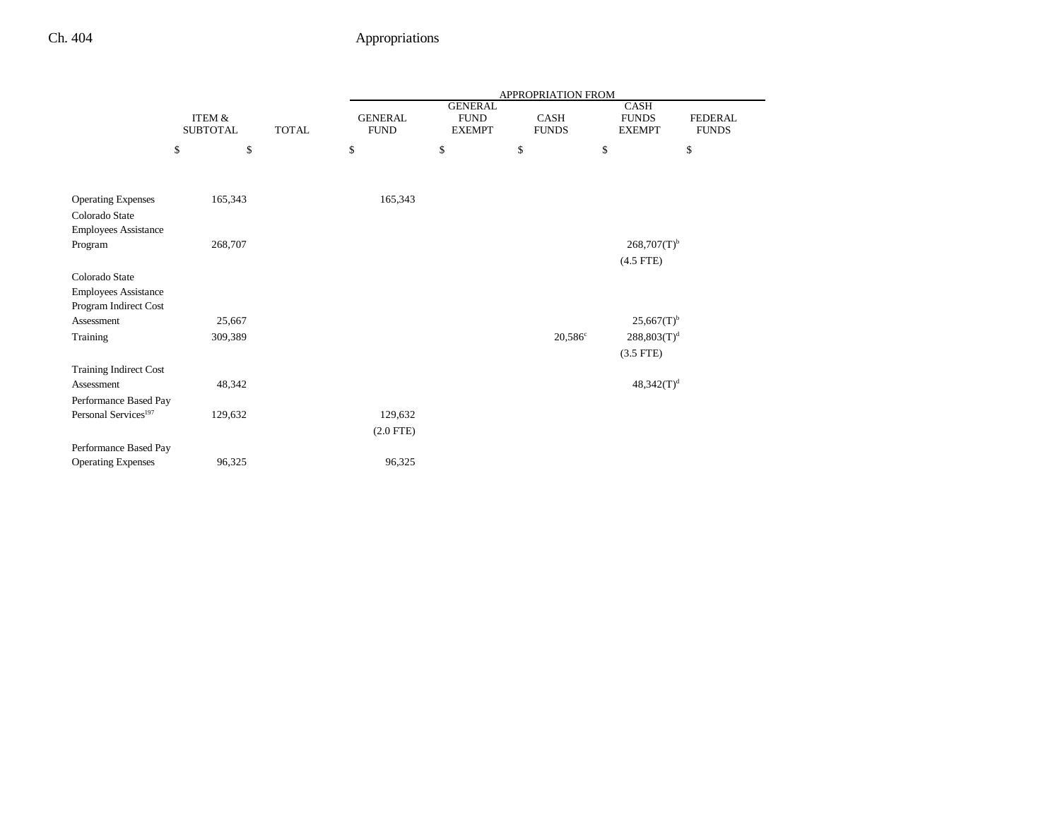| | ITEM & SUBTOTAL | TOTAL | GENERAL FUND | GENERAL FUND EXEMPT | CASH FUNDS | CASH FUNDS EXEMPT | FEDERAL FUNDS |
|---|---|---|---|---|---|---|---|
| | | | APPROPRIATION FROM | | | | |
| | $ | $ | $ | $ | $ | $ | $ |
| Operating Expenses | 165,343 | | 165,343 | | | | |
| Colorado State Employees Assistance Program | 268,707 | | | | | 268,707(T)[b] | |
| | | | | | | (4.5 FTE) | |
| Colorado State Employees Assistance Program Indirect Cost Assessment | 25,667 | | | | | 25,667(T)[b] | |
| Training | 309,389 | | | | 20,586[c] | 288,803(T)[d] | |
| | | | | | | (3.5 FTE) | |
| Training Indirect Cost Assessment | 48,342 | | | | | 48,342(T)[d] | |
| Performance Based Pay Personal Services[197] | 129,632 | | 129,632 | | | | |
| | | | (2.0 FTE) | | | | |
| Performance Based Pay Operating Expenses | 96,325 | | 96,325 | | | | |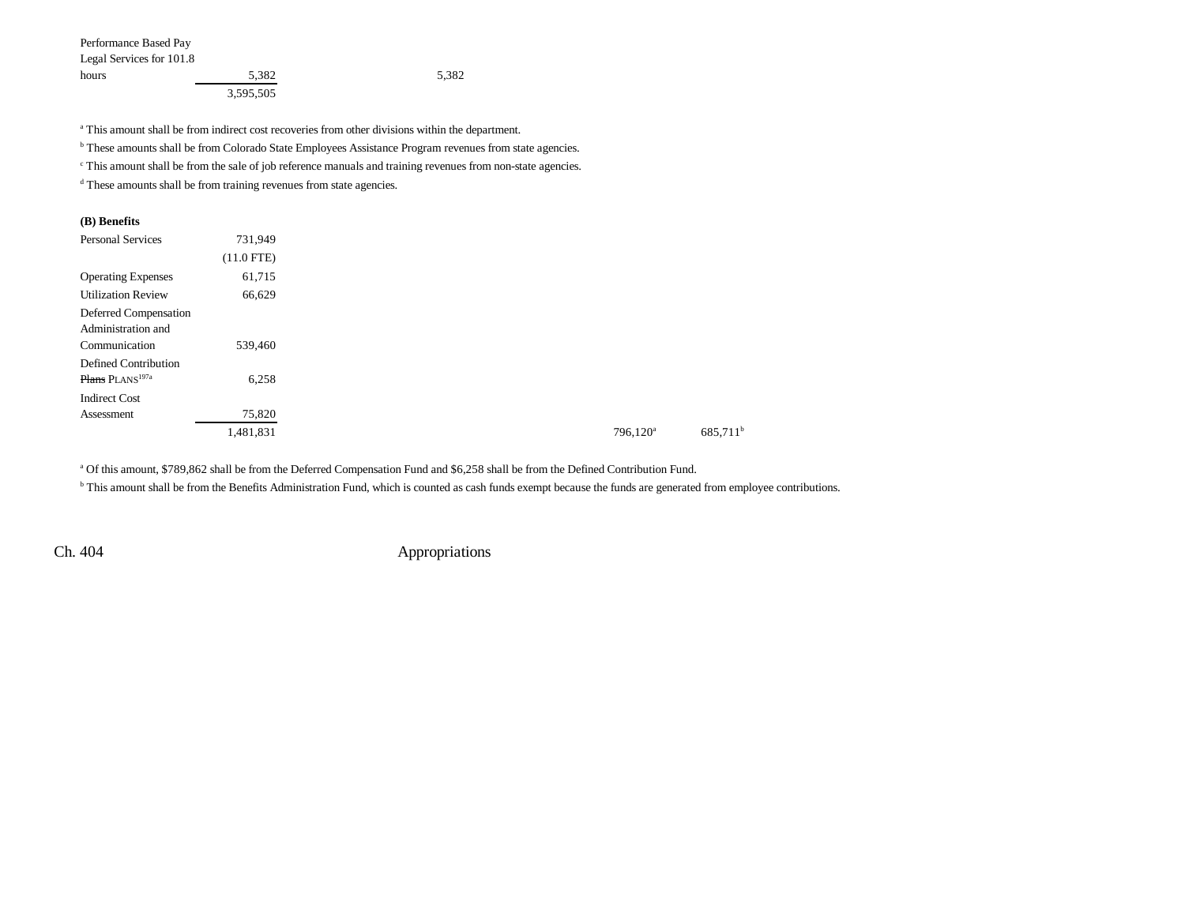| | | | | | | |
|---|---|---|---|---|---|---|
| Performance Based Pay Legal Services for 101.8 hours | 5,382 | | 5,382 | | | |
| | 3,595,505 | | | | | |

[a] This amount shall be from indirect cost recoveries from other divisions within the department.

[b] These amounts shall be from Colorado State Employees Assistance Program revenues from state agencies.

[c] This amount shall be from the sale of job reference manuals and training revenues from non-state agencies.

[d] These amounts shall be from training revenues from state agencies.

**(B) Benefits**

| | | | | | | |
|---|---|---|---|---|---|---|
| Personal Services | 731,949 | | | | | |
| | (11.0 FTE) | | | | | |
| Operating Expenses | 61,715 | | | | | |
| Utilization Review | 66,629 | | | | | |
| Deferred Compensation Administration and Communication | 539,460 | | | | | |
| Defined Contribution ~~Plans~~ PLANS[197a] | 6,258 | | | | | |
| Indirect Cost Assessment | 75,820 | | | | | |
| | 1,481,831 | | | | 796,120[a] | 685,711[b] |

[a] Of this amount, $789,862 shall be from the Deferred Compensation Fund and $6,258 shall be from the Defined Contribution Fund.

[b] This amount shall be from the Benefits Administration Fund, which is counted as cash funds exempt because the funds are generated from employee contributions.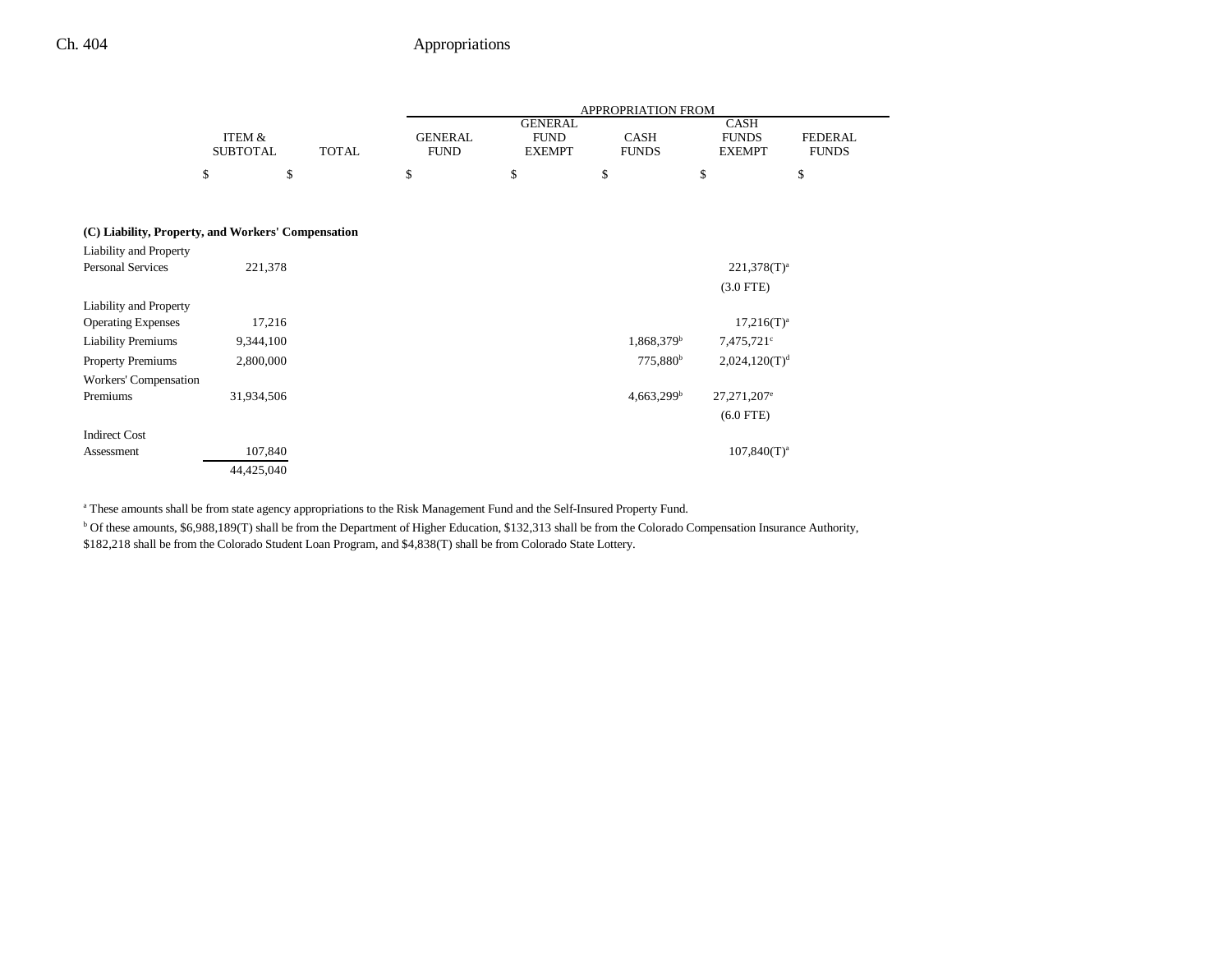| | ITEM & SUBTOTAL | TOTAL | GENERAL FUND | GENERAL FUND EXEMPT | CASH FUNDS | CASH FUNDS EXEMPT | FEDERAL FUNDS |
|---|---|---|---|---|---|---|---|
| | | | APPROPRIATION FROM | | | | |
| | $ | $ | $ | $ | $ | $ | $ |
| **(C) Liability, Property, and Workers' Compensation** | | | | | | | |
| Liability and Property Personal Services | 221,378 | | | | | 221,378(T)[a] | |
| | | | | | | (3.0 FTE) | |
| Liability and Property Operating Expenses | 17,216 | | | | | 17,216(T)[a] | |
| Liability Premiums | 9,344,100 | | | | 1,868,379[b] | 7,475,721[c] | |
| Property Premiums | 2,800,000 | | | | 775,880[b] | 2,024,120(T)[d] | |
| Workers' Compensation Premiums | 31,934,506 | | | | 4,663,299[b] | 27,271,207[e] | |
| | | | | | | (6.0 FTE) | |
| Indirect Cost Assessment | 107,840 | | | | | 107,840(T)[a] | |
| | 44,425,040 | | | | | | |

[a] These amounts shall be from state agency appropriations to the Risk Management Fund and the Self-Insured Property Fund.

[b] Of these amounts, $6,988,189(T) shall be from the Department of Higher Education, $132,313 shall be from the Colorado Compensation Insurance Authority, $182,218 shall be from the Colorado Student Loan Program, and $4,838(T) shall be from Colorado State Lottery.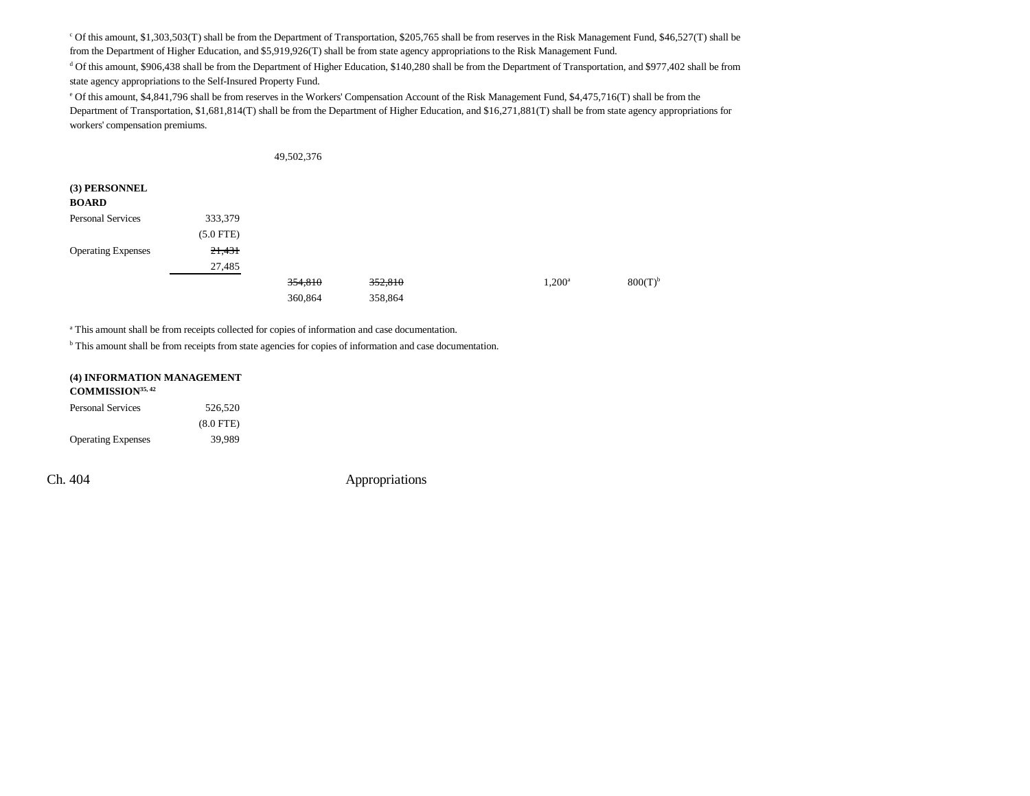[c] Of this amount, $1,303,503(T) shall be from the Department of Transportation, $205,765 shall be from reserves in the Risk Management Fund, $46,527(T) shall be from the Department of Higher Education, and $5,919,926(T) shall be from state agency appropriations to the Risk Management Fund.

[d] Of this amount, $906,438 shall be from the Department of Higher Education, $140,280 shall be from the Department of Transportation, and $977,402 shall be from state agency appropriations to the Self-Insured Property Fund.

[e] Of this amount, $4,841,796 shall be from reserves in the Workers' Compensation Account of the Risk Management Fund, $4,475,716(T) shall be from the Department of Transportation, $1,681,814(T) shall be from the Department of Higher Education, and $16,271,881(T) shall be from state agency appropriations for workers' compensation premiums.

| | | | | | |
|---|---|---|---|---|---|
| | | 49,502,376 | | | |

**(3) PERSONNEL BOARD**

| | | | | | |
|---|---|---|---|---|---|
| Personal Services | 333,379 | | | | |
| | (5.0 FTE) | | | | |
| Operating Expenses | ~~21,431~~ | | | | |
| | 27,485 | | | | |
| | | ~~354,810~~ | ~~352,810~~ | 1,200[a] | 800(T)[b] |
| | | 360,864 | 358,864 | | |

[a] This amount shall be from receipts collected for copies of information and case documentation.

[b] This amount shall be from receipts from state agencies for copies of information and case documentation.

**(4) INFORMATION MANAGEMENT COMMISSION[35, 42]**

| | |
|---|---|
| Personal Services | 526,520 |
| | (8.0 FTE) |
| Operating Expenses | 39,989 |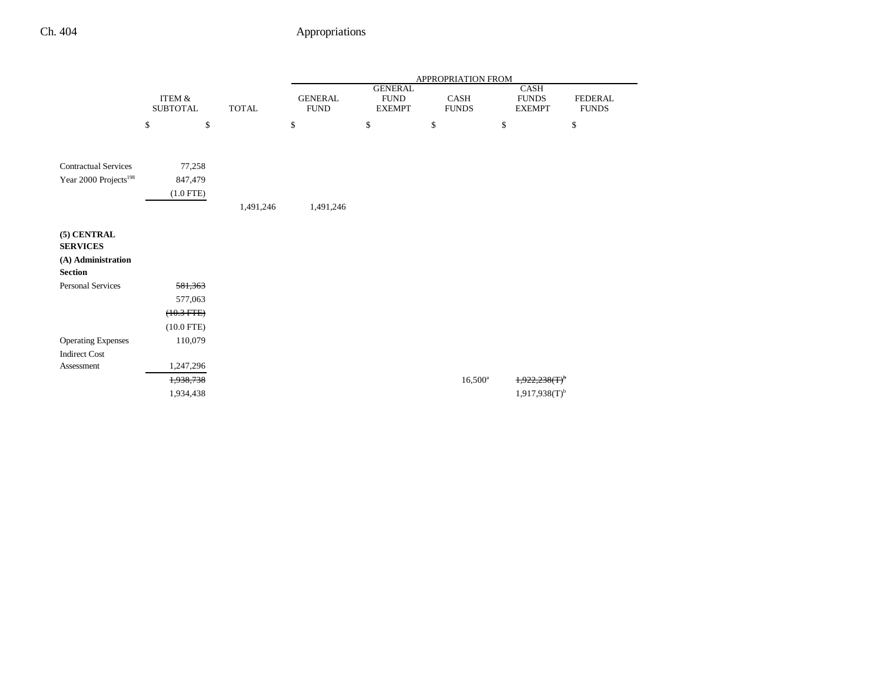| | ITEM & SUBTOTAL | TOTAL | APPROPRIATION FROM | | | | |
|---|---|---|---|---|---|---|---|
| | | | GENERAL FUND | GENERAL FUND EXEMPT | CASH FUNDS | CASH FUNDS EXEMPT | FEDERAL FUNDS |
| | $ | $ | $ | $ | $ | $ | $ |
| Contractual Services | 77,258 | | | | | | |
| Year 2000 Projects[198] | 847,479 | | | | | | |
| | (1.0 FTE) | | | | | | |
| | | 1,491,246 | 1,491,246 | | | | |
| **(5) CENTRAL SERVICES** | | | | | | | |
| **(A) Administration Section** | | | | | | | |
| Personal Services | ~~581,363~~ | | | | | | |
| | 577,063 | | | | | | |
| | ~~(10.3 FTE)~~ | | | | | | |
| | (10.0 FTE) | | | | | | |
| Operating Expenses | 110,079 | | | | | | |
| Indirect Cost Assessment | 1,247,296 | | | | | | |
| | ~~1,938,738~~ | | | | 16,500[a] | ~~1,922,238(T)[b]~~ | |
| | 1,934,438 | | | | | 1,917,938(T)[b] | |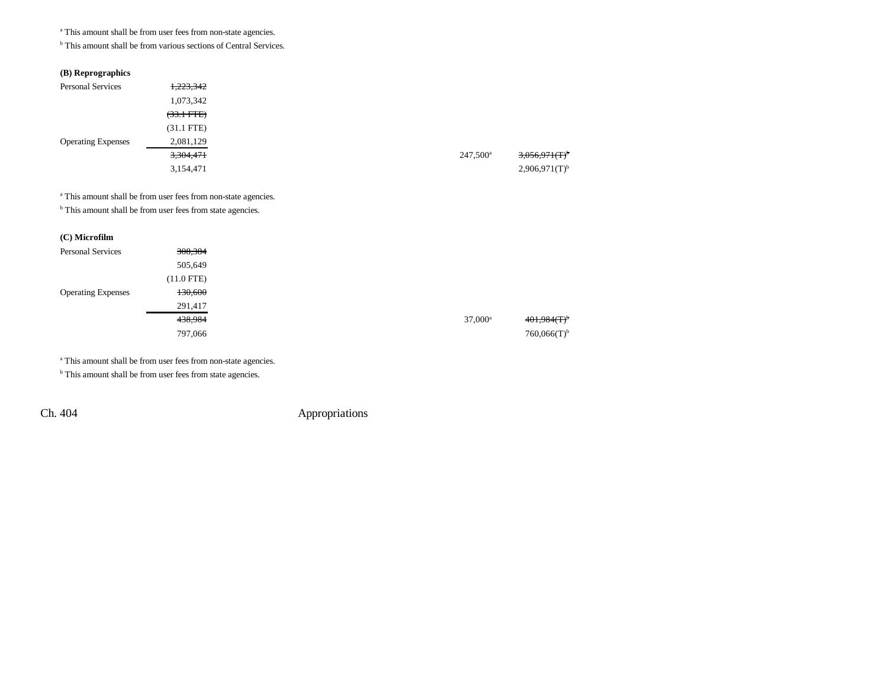[a] This amount shall be from user fees from non-state agencies.

[b] This amount shall be from various sections of Central Services.

**(B) Reprographics**

| | | | |
|---|---|---|---|
| Personal Services | ~~1,223,342~~ | | |
| | 1,073,342 | | |
| | ~~(33.1 FTE)~~ | | |
| | (31.1 FTE) | | |
| Operating Expenses | 2,081,129 | | |
| | ~~3,304,471~~ | 247,500[a] | ~~3,056,971(T)[b]~~ |
| | 3,154,471 | | 2,906,971(T)[b] |

[a] This amount shall be from user fees from non-state agencies.

[b] This amount shall be from user fees from state agencies.

**(C) Microfilm**

| | | | |
|---|---|---|---|
| Personal Services | ~~308,384~~ | | |
| | 505,649 | | |
| | (11.0 FTE) | | |
| Operating Expenses | ~~130,600~~ | | |
| | 291,417 | | |
| | ~~438,984~~ | 37,000[a] | ~~401,984(T)[b]~~ |
| | 797,066 | | 760,066(T)[b] |

[a] This amount shall be from user fees from non-state agencies.

[b] This amount shall be from user fees from state agencies.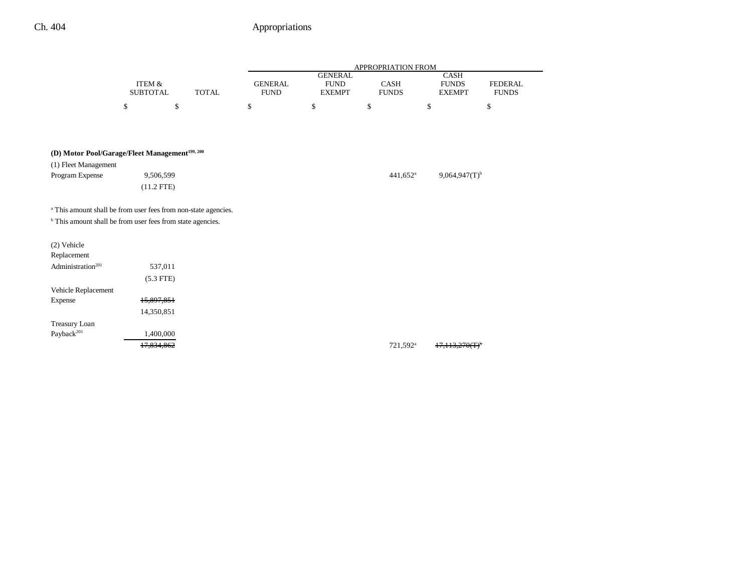| | ITEM & SUBTOTAL | TOTAL | GENERAL FUND | GENERAL FUND EXEMPT | CASH FUNDS | CASH FUNDS EXEMPT | FEDERAL FUNDS |
|---|---|---|---|---|---|---|---|
| | | | APPROPRIATION FROM | | | | |
| | $ | $ | $ | $ | $ | $ | $ |
| **(D) Motor Pool/Garage/Fleet Management**[199, 200] | | | | | | | |
| (1) Fleet Management Program Expense | 9,506,599 | | | | 441,652[a] | 9,064,947(T)[b] | |
| | (11.2 FTE) | | | | | | |

[a] This amount shall be from user fees from non-state agencies.

[b] This amount shall be from user fees from state agencies.

| | ITEM & SUBTOTAL | TOTAL | GENERAL FUND | GENERAL FUND EXEMPT | CASH FUNDS | CASH FUNDS EXEMPT | FEDERAL FUNDS |
|---|---|---|---|---|---|---|---|
| (2) Vehicle Replacement Administration[201] | 537,011 | | | | | | |
| | (5.3 FTE) | | | | | | |
| Vehicle Replacement Expense | ~~15,897,851~~ | | | | | | |
| | 14,350,851 | | | | | | |
| Treasury Loan Payback[201] | 1,400,000 | | | | | | |
| | ~~17,834,862~~ | | | | 721,592[a] | ~~17,113,270(T)~~[b] | |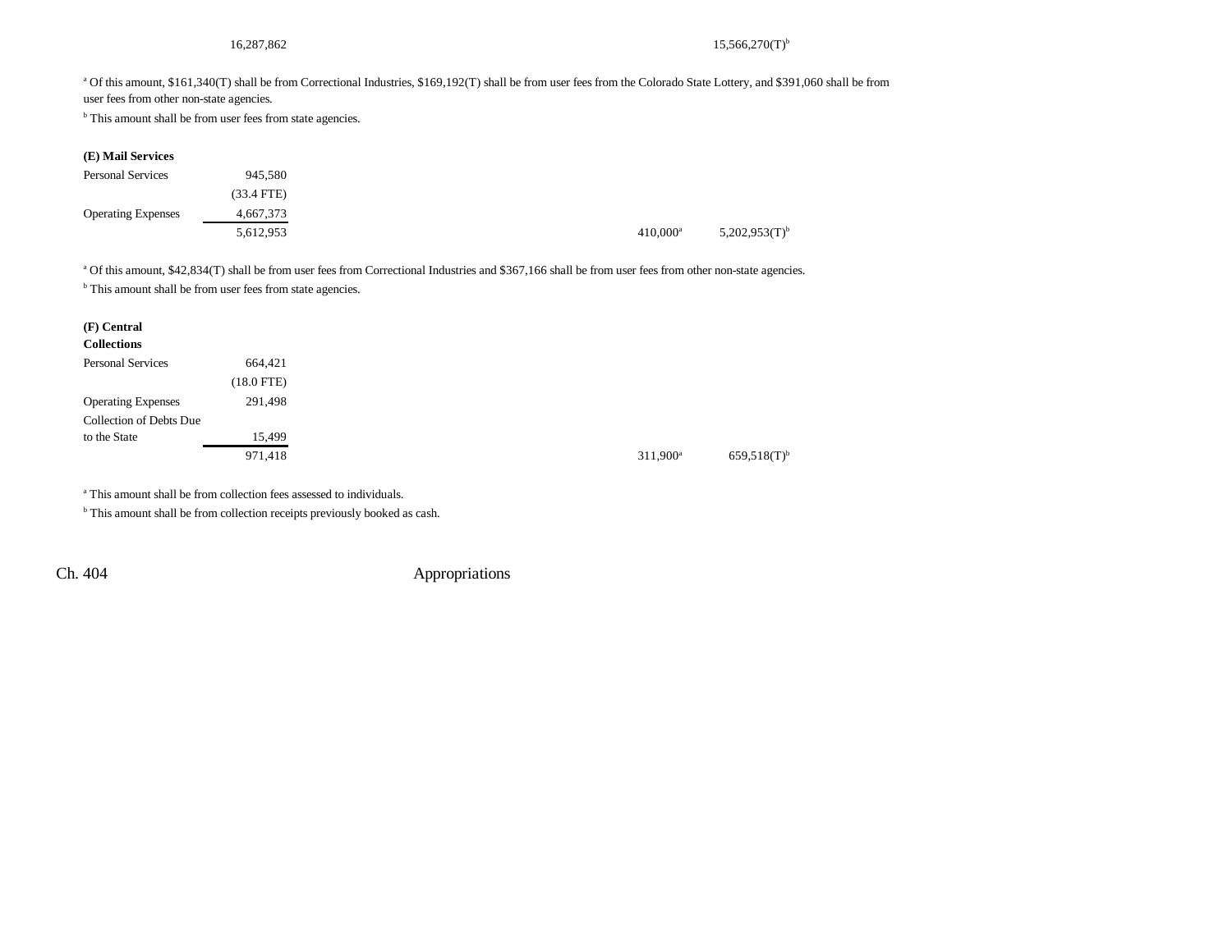| | | | | | |
|---|---|---|---|---|---|
| | 16,287,862 | | | | 15,566,270(T)[b] |

[a] Of this amount, $161,340(T) shall be from Correctional Industries, $169,192(T) shall be from user fees from the Colorado State Lottery, and $391,060 shall be from user fees from other non-state agencies.

[b] This amount shall be from user fees from state agencies.

**(E) Mail Services**

| | | | | | |
|---|---|---|---|---|---|
| Personal Services | 945,580 | | | | |
| | (33.4 FTE) | | | | |
| Operating Expenses | 4,667,373 | | | | |
| | 5,612,953 | | | 410,000[a] | 5,202,953(T)[b] |

[a] Of this amount, $42,834(T) shall be from user fees from Correctional Industries and $367,166 shall be from user fees from other non-state agencies.

[b] This amount shall be from user fees from state agencies.

**(F) Central Collections**

| | | | | | |
|---|---|---|---|---|---|
| Personal Services | 664,421 | | | | |
| | (18.0 FTE) | | | | |
| Operating Expenses | 291,498 | | | | |
| Collection of Debts Due to the State | 15,499 | | | | |
| | 971,418 | | | 311,900[a] | 659,518(T)[b] |

[a] This amount shall be from collection fees assessed to individuals.

[b] This amount shall be from collection receipts previously booked as cash.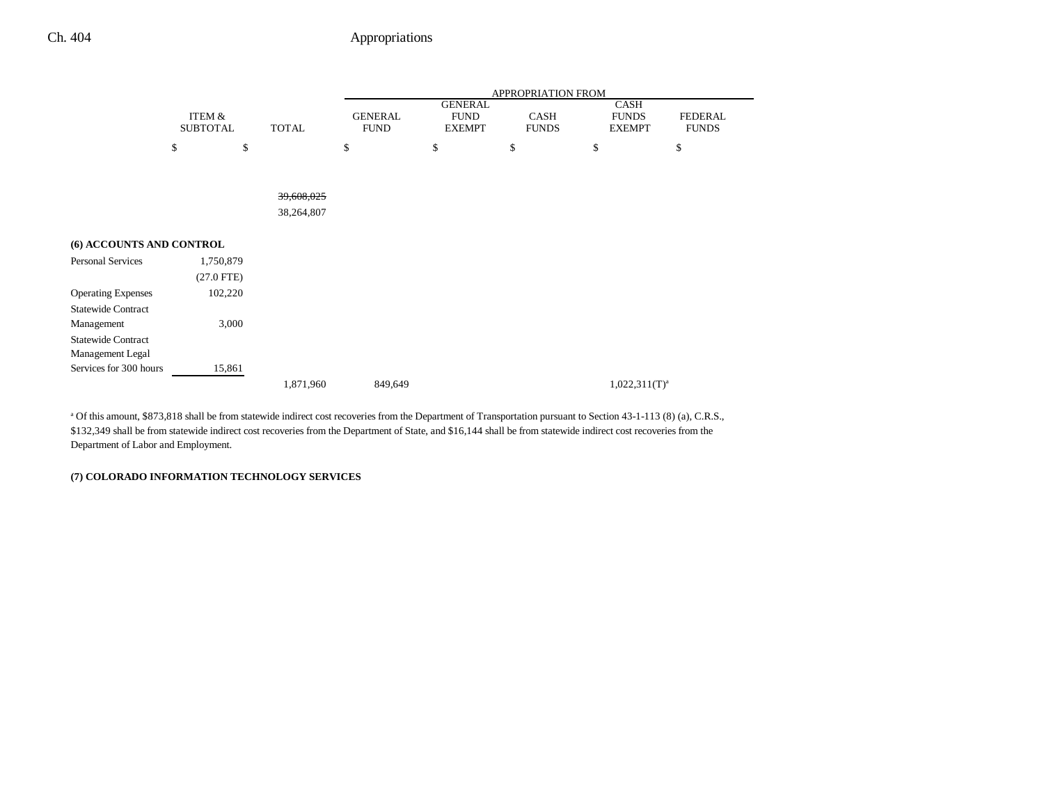| | ITEM & SUBTOTAL | TOTAL | GENERAL FUND | GENERAL FUND EXEMPT | CASH FUNDS | CASH FUNDS EXEMPT | FEDERAL FUNDS |
|---|---|---|---|---|---|---|---|
| | | | APPROPRIATION FROM | | | | |
| | $ | $ | $ | $ | $ | $ | $ |
| | | ~~39,608,025~~ | | | | | |
| | | 38,264,807 | | | | | |
| **(6) ACCOUNTS AND CONTROL** | | | | | | | |
| Personal Services | 1,750,879 | | | | | | |
| | (27.0 FTE) | | | | | | |
| Operating Expenses | 102,220 | | | | | | |
| Statewide Contract Management | 3,000 | | | | | | |
| Statewide Contract Management Legal Services for 300 hours | 15,861 | | | | | | |
| | | 1,871,960 | 849,649 | | | 1,022,311(T)[a] | |

[a] Of this amount, $873,818 shall be from statewide indirect cost recoveries from the Department of Transportation pursuant to Section 43-1-113 (8) (a), C.R.S., $132,349 shall be from statewide indirect cost recoveries from the Department of State, and $16,144 shall be from statewide indirect cost recoveries from the Department of Labor and Employment.

**(7) COLORADO INFORMATION TECHNOLOGY SERVICES**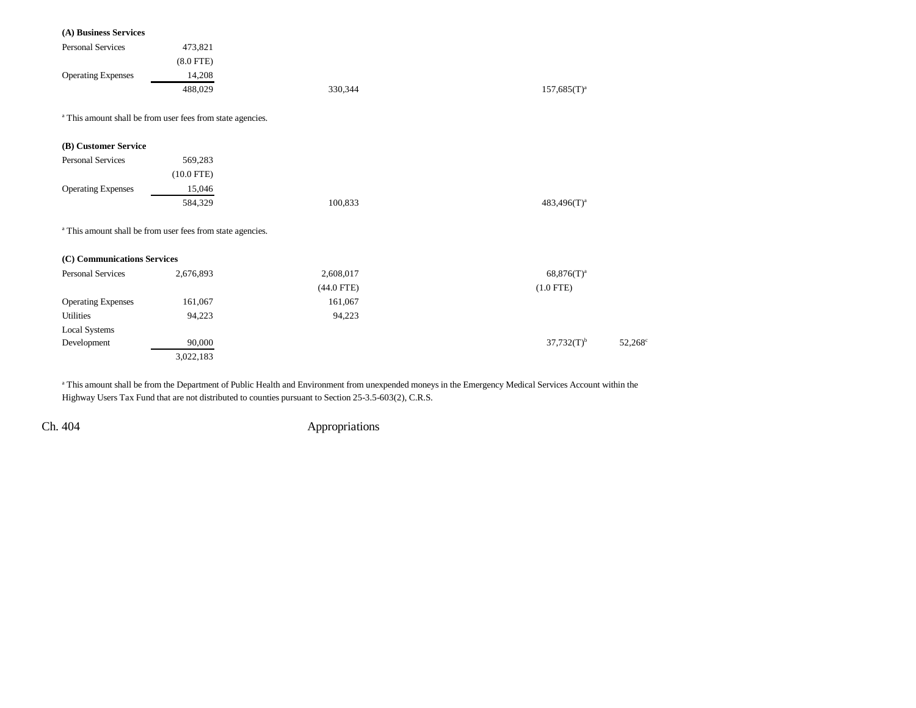**(A) Business Services**

| | | | | |
|---|---|---|---|---|
| Personal Services | 473,821 | | | |
| | (8.0 FTE) | | | |
| Operating Expenses | 14,208 | | | |
| | 488,029 | 330,344 | 157,685(T)[a] | |

[a] This amount shall be from user fees from state agencies.

**(B) Customer Service**

| | | | | |
|---|---|---|---|---|
| Personal Services | 569,283 | | | |
| | (10.0 FTE) | | | |
| Operating Expenses | 15,046 | | | |
| | 584,329 | 100,833 | 483,496(T)[a] | |

[a] This amount shall be from user fees from state agencies.

**(C) Communications Services**

| | | | | |
|---|---|---|---|---|
| Personal Services | 2,676,893 | 2,608,017 | 68,876(T)[a] | |
| | | (44.0 FTE) | (1.0 FTE) | |
| Operating Expenses | 161,067 | 161,067 | | |
| Utilities | 94,223 | 94,223 | | |
| Local Systems Development | 90,000 | | 37,732(T)[b] | 52,268[c] |
| | 3,022,183 | | | |

[a] This amount shall be from the Department of Public Health and Environment from unexpended moneys in the Emergency Medical Services Account within the Highway Users Tax Fund that are not distributed to counties pursuant to Section 25-3.5-603(2), C.R.S.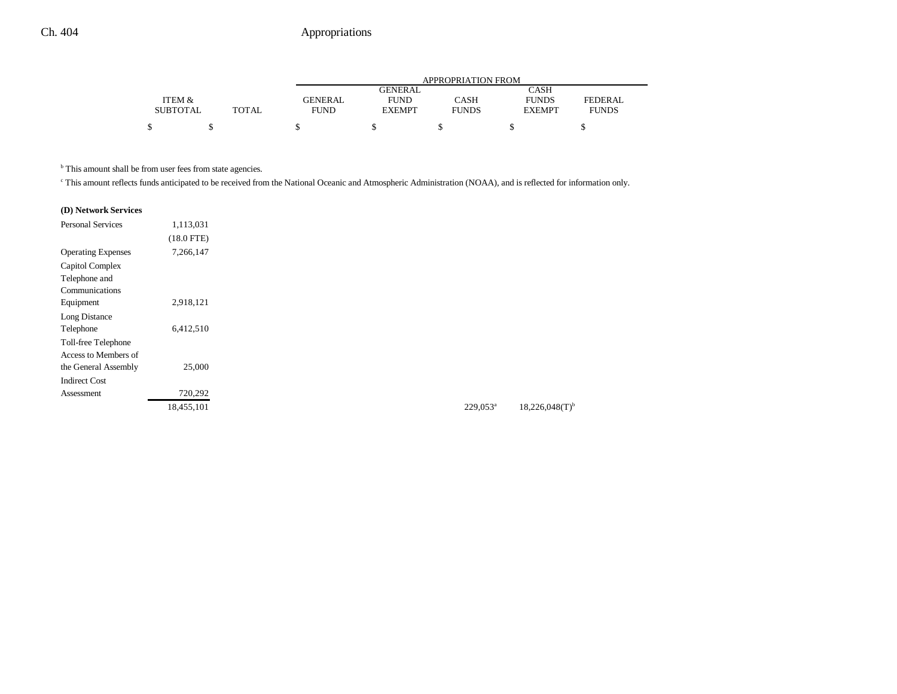| | ITEM & SUBTOTAL | TOTAL | GENERAL FUND | GENERAL FUND EXEMPT | CASH FUNDS | CASH FUNDS EXEMPT | FEDERAL FUNDS |
|---|---|---|---|---|---|---|---|
| | | | APPROPRIATION FROM | | | | |
| | $ | $ | $ | $ | $ | $ | $ |

[b] This amount shall be from user fees from state agencies.

[c] This amount reflects funds anticipated to be received from the National Oceanic and Atmospheric Administration (NOAA), and is reflected for information only.

| | ITEM & SUBTOTAL | TOTAL | GENERAL FUND | GENERAL FUND EXEMPT | CASH FUNDS | CASH FUNDS EXEMPT | FEDERAL FUNDS |
|---|---|---|---|---|---|---|---|
| **(D) Network Services** | | | | | | | |
| Personal Services | 1,113,031 | | | | | | |
| | (18.0 FTE) | | | | | | |
| Operating Expenses | 7,266,147 | | | | | | |
| Capitol Complex Telephone and Communications Equipment | 2,918,121 | | | | | | |
| Long Distance Telephone | 6,412,510 | | | | | | |
| Toll-free Telephone Access to Members of the General Assembly | 25,000 | | | | | | |
| Indirect Cost Assessment | 720,292 | | | | | | |
| | 18,455,101 | | | | 229,053[a] | 18,226,048(T)[b] | |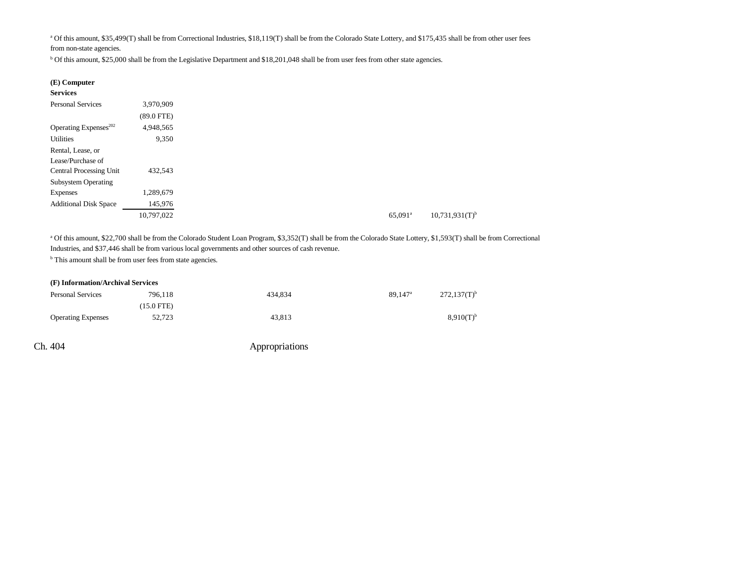[a] Of this amount, $35,499(T) shall be from Correctional Industries, $18,119(T) shall be from the Colorado State Lottery, and $175,435 shall be from other user fees from non-state agencies.

[b] Of this amount, $25,000 shall be from the Legislative Department and $18,201,048 shall be from user fees from other state agencies.

| | | | | | |
|---|---|---|---|---|---|
| **(E) Computer Services** | | | | | |
| Personal Services | 3,970,909 | | | | |
| | (89.0 FTE) | | | | |
| Operating Expenses[202] | 4,948,565 | | | | |
| Utilities | 9,350 | | | | |
| Rental, Lease, or Lease/Purchase of Central Processing Unit | 432,543 | | | | |
| Subsystem Operating Expenses | 1,289,679 | | | | |
| Additional Disk Space | 145,976 | | | | |
| | 10,797,022 | | | 65,091[a] | 10,731,931(T)[b] |

[a] Of this amount, $22,700 shall be from the Colorado Student Loan Program, $3,352(T) shall be from the Colorado State Lottery, $1,593(T) shall be from Correctional Industries, and $37,446 shall be from various local governments and other sources of cash revenue.

[b] This amount shall be from user fees from state agencies.

| | | | | | |
|---|---|---|---|---|---|
| **(F) Information/Archival Services** | | | | | |
| Personal Services | 796,118 | | 434,834 | 89,147[a] | 272,137(T)[b] |
| | (15.0 FTE) | | | | |
| Operating Expenses | 52,723 | | 43,813 | | 8,910(T)[b] |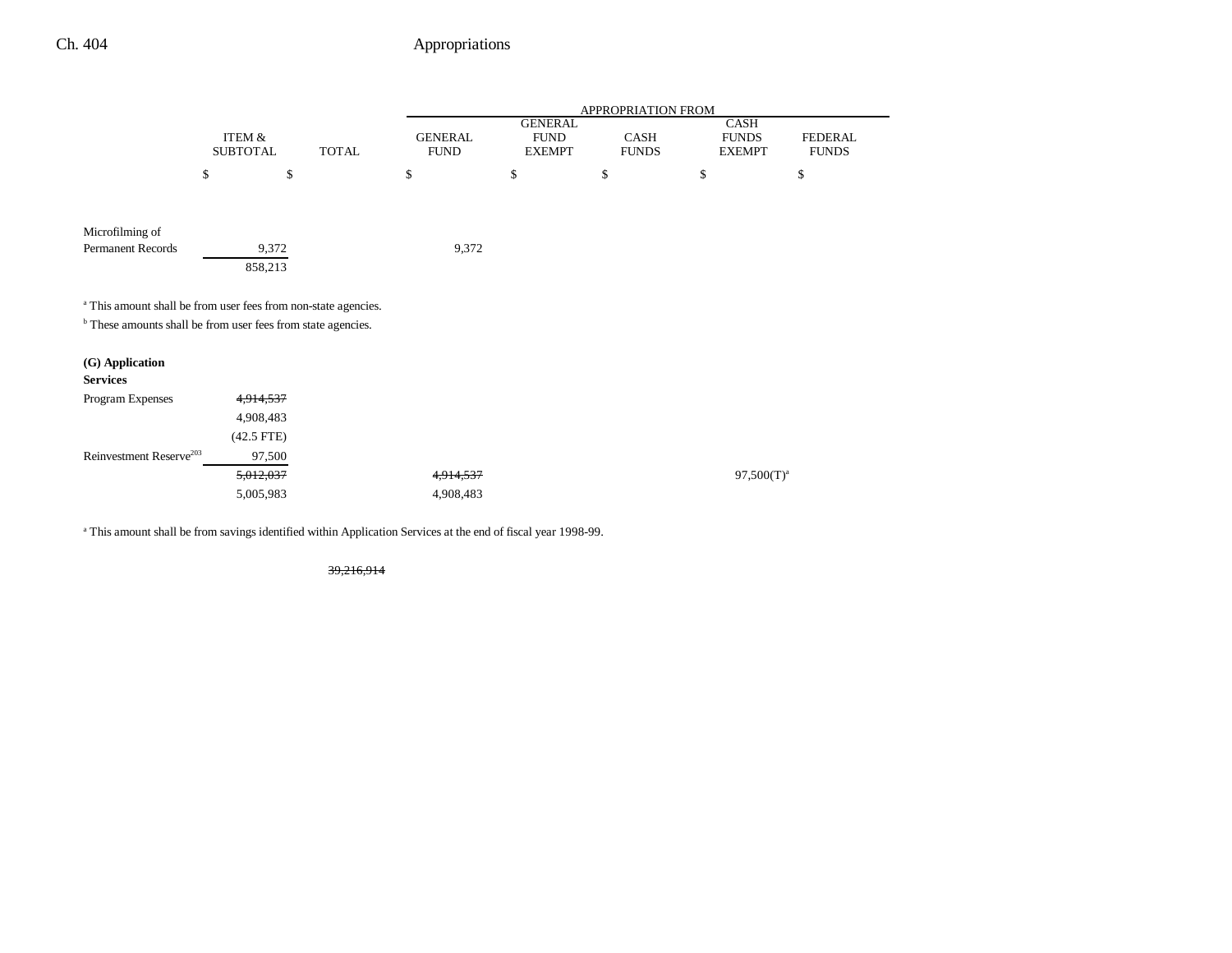| | ITEM & SUBTOTAL | TOTAL | APPROPRIATION FROM GENERAL FUND | GENERAL FUND EXEMPT | CASH FUNDS | CASH FUNDS EXEMPT | FEDERAL FUNDS |
|---|---|---|---|---|---|---|---|
| | $ | $ | $ | $ | $ | $ | $ |
| Microfilming of Permanent Records | 9,372 | | 9,372 | | | | |
| | 858,213 | | | | | | |

[a] This amount shall be from user fees from non-state agencies.

[b] These amounts shall be from user fees from state agencies.

| | ITEM & SUBTOTAL | TOTAL | GENERAL FUND | GENERAL FUND EXEMPT | CASH FUNDS | CASH FUNDS EXEMPT | FEDERAL FUNDS |
|---|---|---|---|---|---|---|---|
| **(G) Application Services** | | | | | | | |
| Program Expenses | ~~4,914,537~~ | | | | | | |
| | 4,908,483 | | | | | | |
| | (42.5 FTE) | | | | | | |
| Reinvestment Reserve[203] | 97,500 | | | | | | |
| | ~~5,012,037~~ | | ~~4,914,537~~ | | | 97,500(T)[a] | |
| | 5,005,983 | | 4,908,483 | | | | |

[a] This amount shall be from savings identified within Application Services at the end of fiscal year 1998-99.

| | | TOTAL |
|---|---|---|
| | | ~~39,216,914~~ |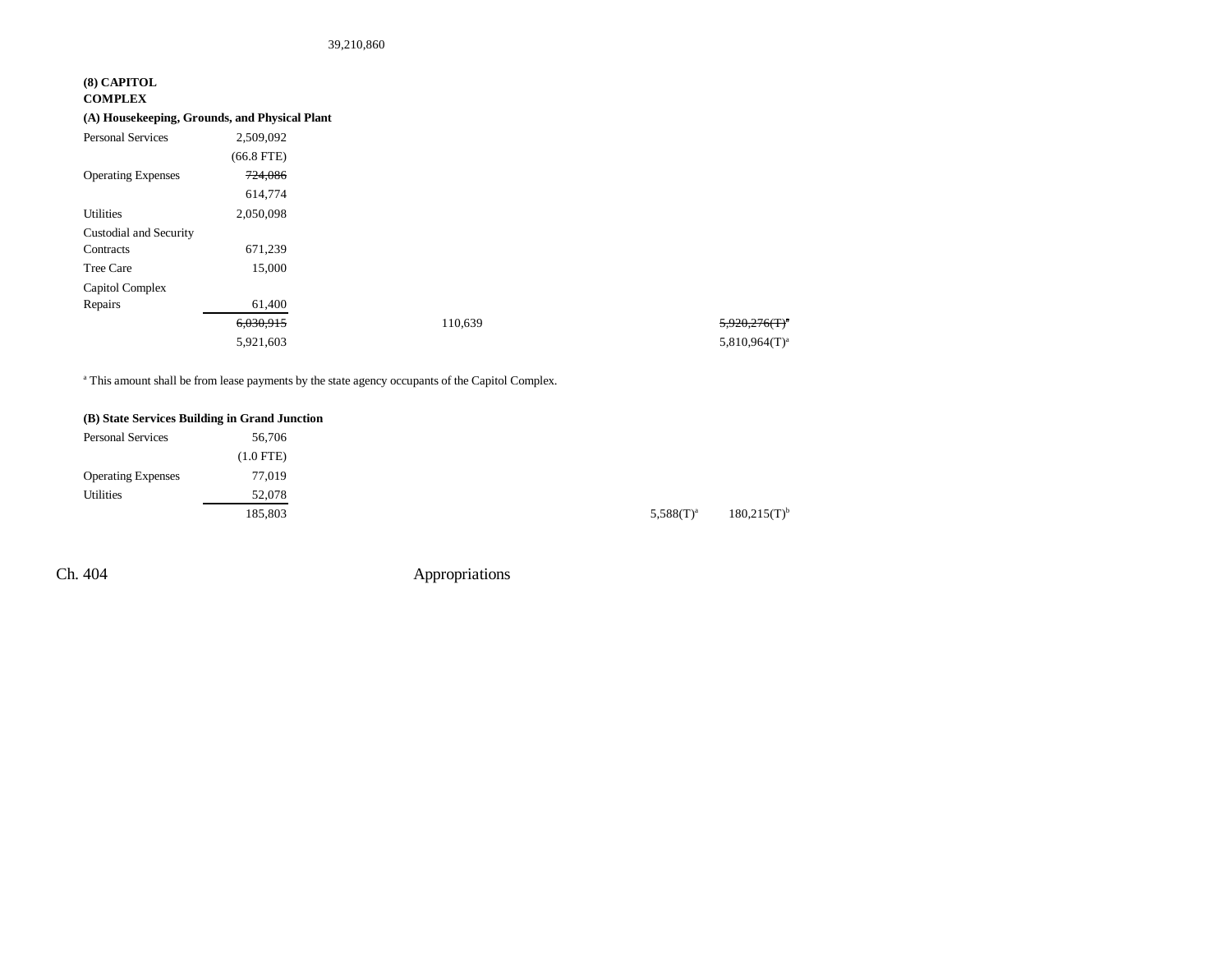39,210,860

**(8) CAPITOL COMPLEX**

**(A) Housekeeping, Grounds, and Physical Plant**

| | | | | | | |
|---|---|---|---|---|---|---|
| Personal Services | 2,509,092 | | | | | |
| | (66.8 FTE) | | | | | |
| Operating Expenses | ~~724,086~~ | | | | | |
| | 614,774 | | | | | |
| Utilities | 2,050,098 | | | | | |
| Custodial and Security Contracts | 671,239 | | | | | |
| Tree Care | 15,000 | | | | | |
| Capitol Complex Repairs | 61,400 | | | | | |
| | ~~6,030,915~~ | | 110,639 | | | ~~5,920,276(T)[a]~~ |
| | 5,921,603 | | | | | 5,810,964(T)[a] |

[a] This amount shall be from lease payments by the state agency occupants of the Capitol Complex.

**(B) State Services Building in Grand Junction**

| | | | | | | |
|---|---|---|---|---|---|---|
| Personal Services | 56,706 | | | | | |
| | (1.0 FTE) | | | | | |
| Operating Expenses | 77,019 | | | | | |
| Utilities | 52,078 | | | | | |
| | 185,803 | | | | 5,588(T)[a] | 180,215(T)[b] |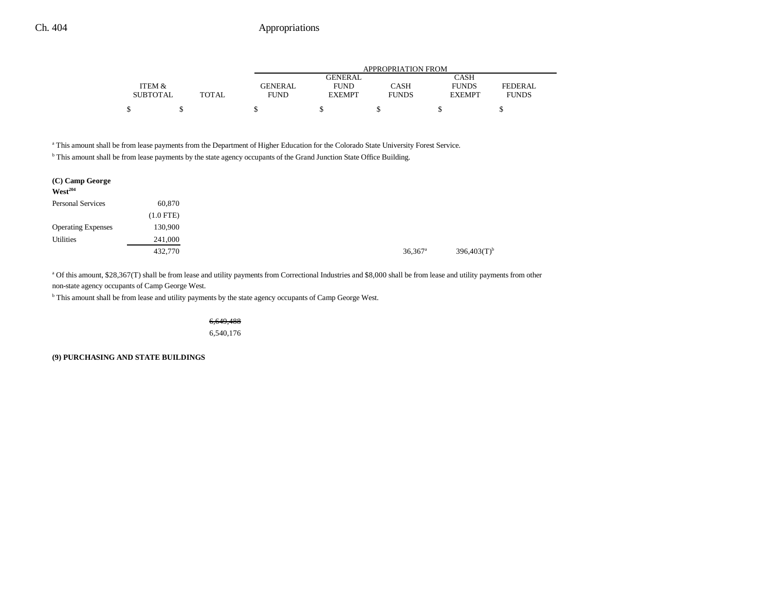| | ITEM & SUBTOTAL | TOTAL | GENERAL FUND | GENERAL FUND EXEMPT | CASH FUNDS | CASH FUNDS EXEMPT | FEDERAL FUNDS |
|---|---|---|---|---|---|---|---|
| | $ | $ | $ | $ | $ | $ | $ |

[a] This amount shall be from lease payments from the Department of Higher Education for the Colorado State University Forest Service.

[b] This amount shall be from lease payments by the state agency occupants of the Grand Junction State Office Building.

| | ITEM & SUBTOTAL | TOTAL | GENERAL FUND | GENERAL FUND EXEMPT | CASH FUNDS | CASH FUNDS EXEMPT | FEDERAL FUNDS |
|---|---|---|---|---|---|---|---|
| **(C) Camp George West**[204] | | | | | | | |
| Personal Services | 60,870 | | | | | | |
| | (1.0 FTE) | | | | | | |
| Operating Expenses | 130,900 | | | | | | |
| Utilities | 241,000 | | | | | | |
| | 432,770 | | | | 36,367[a] | 396,403(T)[b] | |

[a] Of this amount, $28,367(T) shall be from lease and utility payments from Correctional Industries and $8,000 shall be from lease and utility payments from other non-state agency occupants of Camp George West.

[b] This amount shall be from lease and utility payments by the state agency occupants of Camp George West.

| | ITEM & SUBTOTAL | TOTAL | GENERAL FUND | GENERAL FUND EXEMPT | CASH FUNDS | CASH FUNDS EXEMPT | FEDERAL FUNDS |
|---|---|---|---|---|---|---|---|
| | | ~~6,649,488~~ | | | | | |
| | | 6,540,176 | | | | | |

**(9) PURCHASING AND STATE BUILDINGS**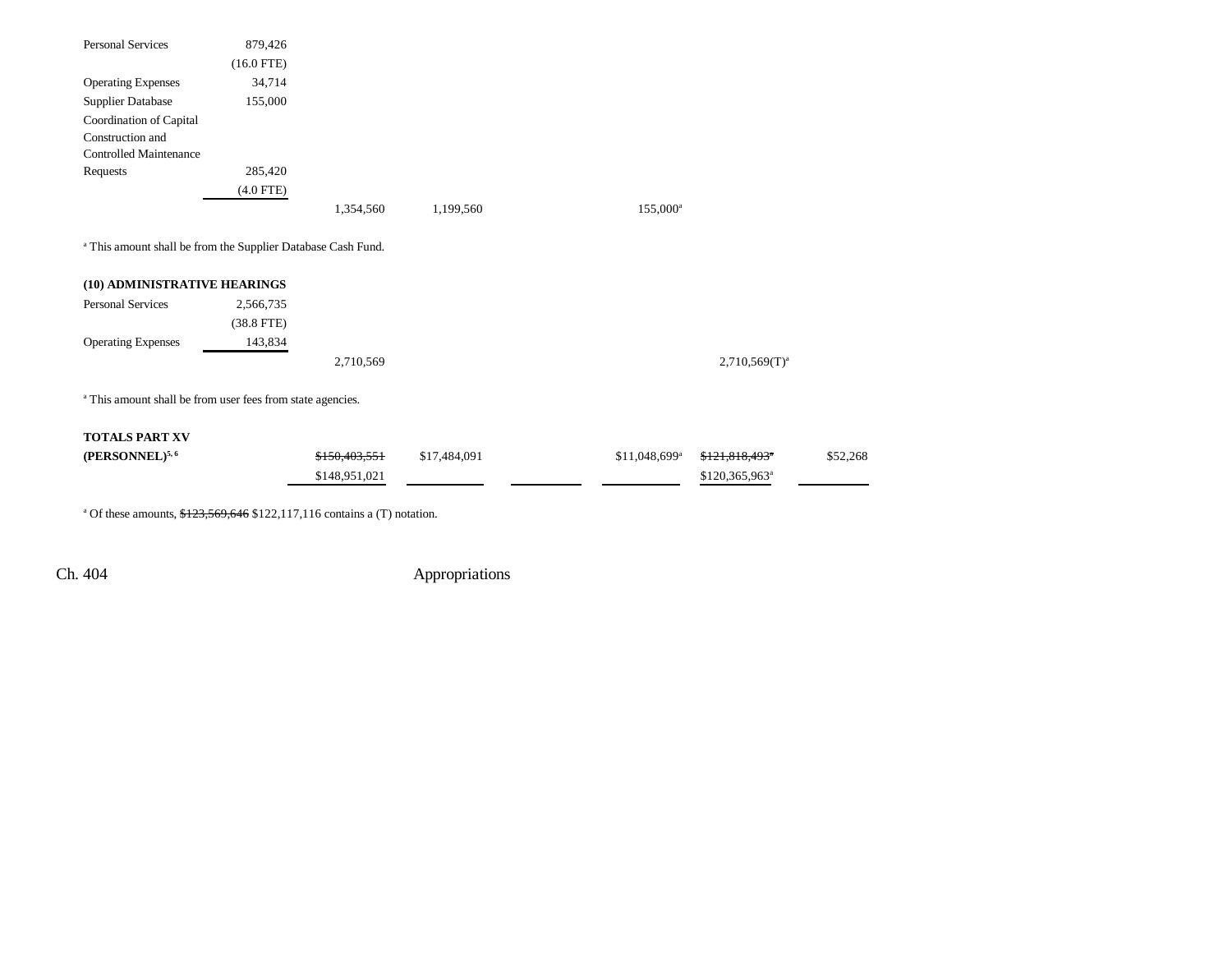| | | | | | | | |
|---|---|---|---|---|---|---|---|
| Personal Services | 879,426 | | | | | | |
| | (16.0 FTE) | | | | | | |
| Operating Expenses | 34,714 | | | | | | |
| Supplier Database | 155,000 | | | | | | |
| Coordination of Capital Construction and Controlled Maintenance Requests | 285,420 | | | | | | |
| | (4.0 FTE) | | | | | | |
| | | 1,354,560 | 1,199,560 | | 155,000[a] | | |

[a] This amount shall be from the Supplier Database Cash Fund.

**(10) ADMINISTRATIVE HEARINGS**

| | | | | | | | |
|---|---|---|---|---|---|---|---|
| Personal Services | 2,566,735 | | | | | | |
| | (38.8 FTE) | | | | | | |
| Operating Expenses | 143,834 | | | | | | |
| | | 2,710,569 | | | | 2,710,569(T)[a] | |

[a] This amount shall be from user fees from state agencies.

| | | | | | | | |
|---|---|---|---|---|---|---|---|
| **TOTALS PART XV (PERSONNEL)**[5, 6] | | ~~$150,403,551~~ $148,951,021 | $17,484,091 | | $11,048,699[a] | ~~$121,818,493~~[a] $120,365,963[a] | $52,268 |

[a] Of these amounts, ~~$123,569,646~~ $122,117,116 contains a (T) notation.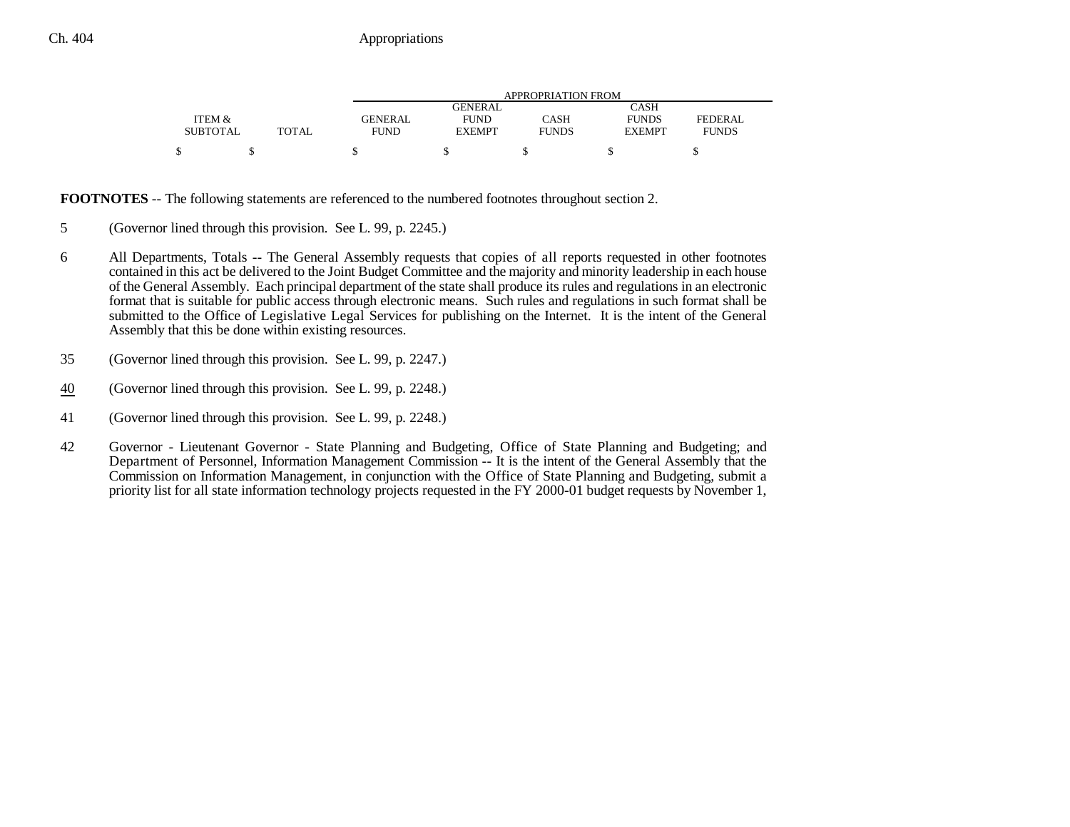| ITEM & SUBTOTAL | TOTAL | APPROPRIATION FROM GENERAL FUND | GENERAL FUND EXEMPT | CASH FUNDS | CASH FUNDS EXEMPT | FEDERAL FUNDS |
|---|---|---|---|---|---|---|
| $ | $ | $ | $ | $ | $ | $ |

**FOOTNOTES** -- The following statements are referenced to the numbered footnotes throughout section 2.

5 (Governor lined through this provision. See L. 99, p. 2245.)

6 All Departments, Totals -- The General Assembly requests that copies of all reports requested in other footnotes contained in this act be delivered to the Joint Budget Committee and the majority and minority leadership in each house of the General Assembly. Each principal department of the state shall produce its rules and regulations in an electronic format that is suitable for public access through electronic means. Such rules and regulations in such format shall be submitted to the Office of Legislative Legal Services for publishing on the Internet. It is the intent of the General Assembly that this be done within existing resources.

35 (Governor lined through this provision. See L. 99, p. 2247.)

40 (Governor lined through this provision. See L. 99, p. 2248.)

41 (Governor lined through this provision. See L. 99, p. 2248.)

42 Governor - Lieutenant Governor - State Planning and Budgeting, Office of State Planning and Budgeting; and Department of Personnel, Information Management Commission -- It is the intent of the General Assembly that the Commission on Information Management, in conjunction with the Office of State Planning and Budgeting, submit a priority list for all state information technology projects requested in the FY 2000-01 budget requests by November 1,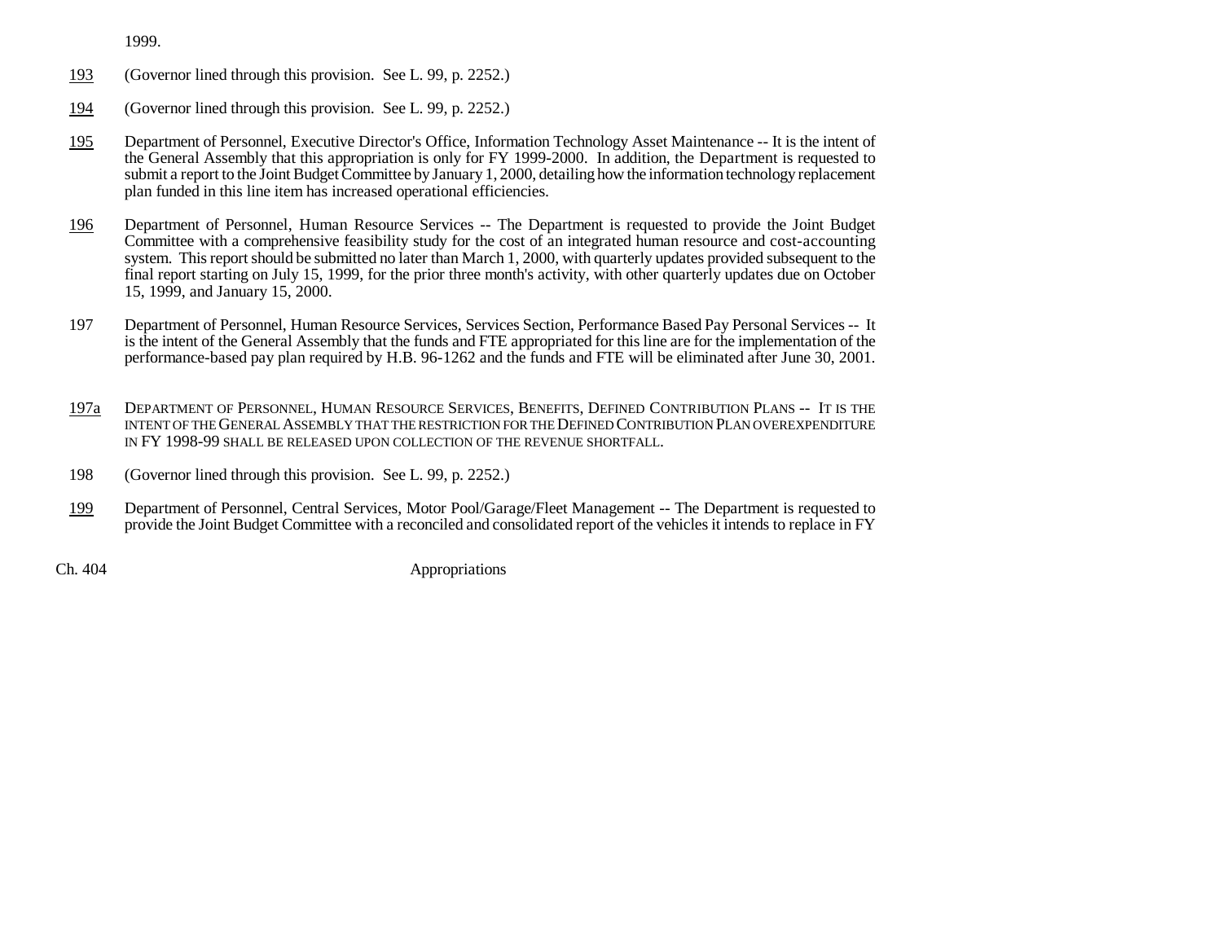1999.

193 (Governor lined through this provision. See L. 99, p. 2252.)

194 (Governor lined through this provision. See L. 99, p. 2252.)

195 Department of Personnel, Executive Director's Office, Information Technology Asset Maintenance -- It is the intent of the General Assembly that this appropriation is only for FY 1999-2000. In addition, the Department is requested to submit a report to the Joint Budget Committee by January 1, 2000, detailing how the information technology replacement plan funded in this line item has increased operational efficiencies.

196 Department of Personnel, Human Resource Services -- The Department is requested to provide the Joint Budget Committee with a comprehensive feasibility study for the cost of an integrated human resource and cost-accounting system. This report should be submitted no later than March 1, 2000, with quarterly updates provided subsequent to the final report starting on July 15, 1999, for the prior three month's activity, with other quarterly updates due on October 15, 1999, and January 15, 2000.

197 Department of Personnel, Human Resource Services, Services Section, Performance Based Pay Personal Services -- It is the intent of the General Assembly that the funds and FTE appropriated for this line are for the implementation of the performance-based pay plan required by H.B. 96-1262 and the funds and FTE will be eliminated after June 30, 2001.

197a DEPARTMENT OF PERSONNEL, HUMAN RESOURCE SERVICES, BENEFITS, DEFINED CONTRIBUTION PLANS -- IT IS THE INTENT OF THE GENERAL ASSEMBLY THAT THE RESTRICTION FOR THE DEFINED CONTRIBUTION PLAN OVEREXPENDITURE IN FY 1998-99 SHALL BE RELEASED UPON COLLECTION OF THE REVENUE SHORTFALL.

198 (Governor lined through this provision. See L. 99, p. 2252.)

199 Department of Personnel, Central Services, Motor Pool/Garage/Fleet Management -- The Department is requested to provide the Joint Budget Committee with a reconciled and consolidated report of the vehicles it intends to replace in FY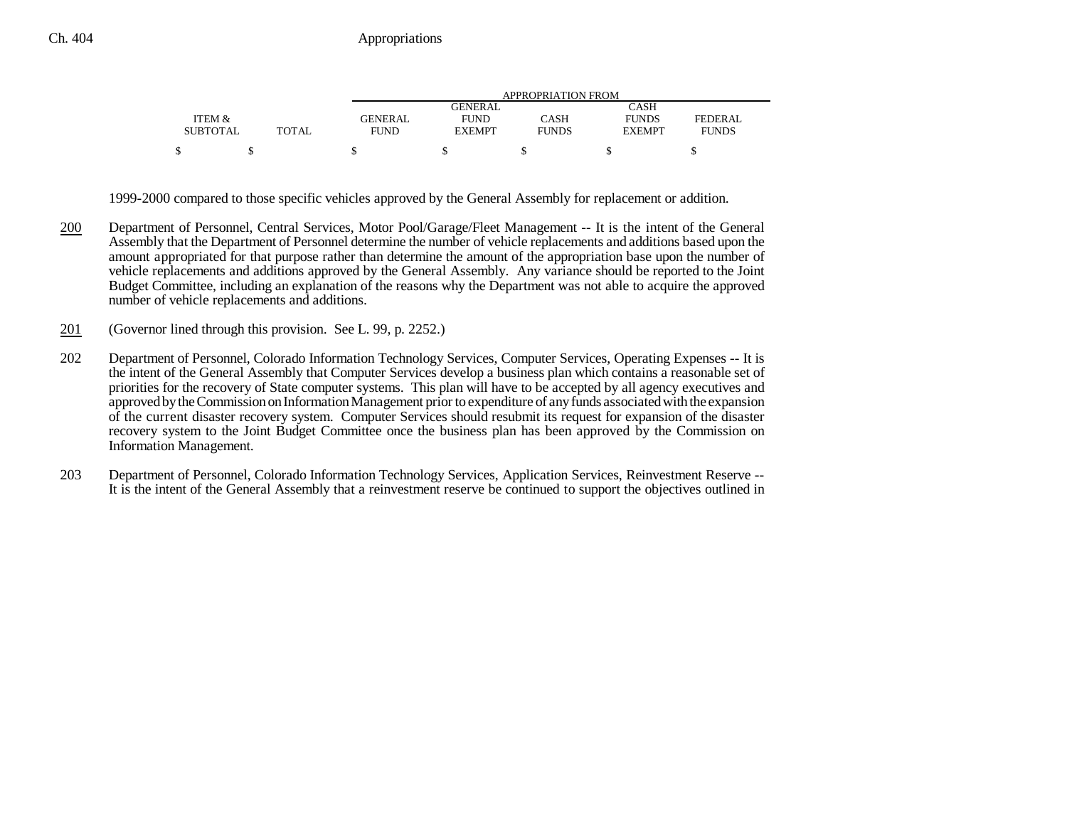| ITEM & SUBTOTAL | TOTAL | APPROPRIATION FROM GENERAL FUND | GENERAL FUND EXEMPT | CASH FUNDS | CASH FUNDS EXEMPT | FEDERAL FUNDS |
|---|---|---|---|---|---|---|
| $ | $ | $ | $ | $ | $ | $ |

1999-2000 compared to those specific vehicles approved by the General Assembly for replacement or addition.

200 Department of Personnel, Central Services, Motor Pool/Garage/Fleet Management -- It is the intent of the General Assembly that the Department of Personnel determine the number of vehicle replacements and additions based upon the amount appropriated for that purpose rather than determine the amount of the appropriation base upon the number of vehicle replacements and additions approved by the General Assembly. Any variance should be reported to the Joint Budget Committee, including an explanation of the reasons why the Department was not able to acquire the approved number of vehicle replacements and additions.

201 (Governor lined through this provision. See L. 99, p. 2252.)

202 Department of Personnel, Colorado Information Technology Services, Computer Services, Operating Expenses -- It is the intent of the General Assembly that Computer Services develop a business plan which contains a reasonable set of priorities for the recovery of State computer systems. This plan will have to be accepted by all agency executives and approved by the Commission on Information Management prior to expenditure of any funds associated with the expansion of the current disaster recovery system. Computer Services should resubmit its request for expansion of the disaster recovery system to the Joint Budget Committee once the business plan has been approved by the Commission on Information Management.

203 Department of Personnel, Colorado Information Technology Services, Application Services, Reinvestment Reserve -- It is the intent of the General Assembly that a reinvestment reserve be continued to support the objectives outlined in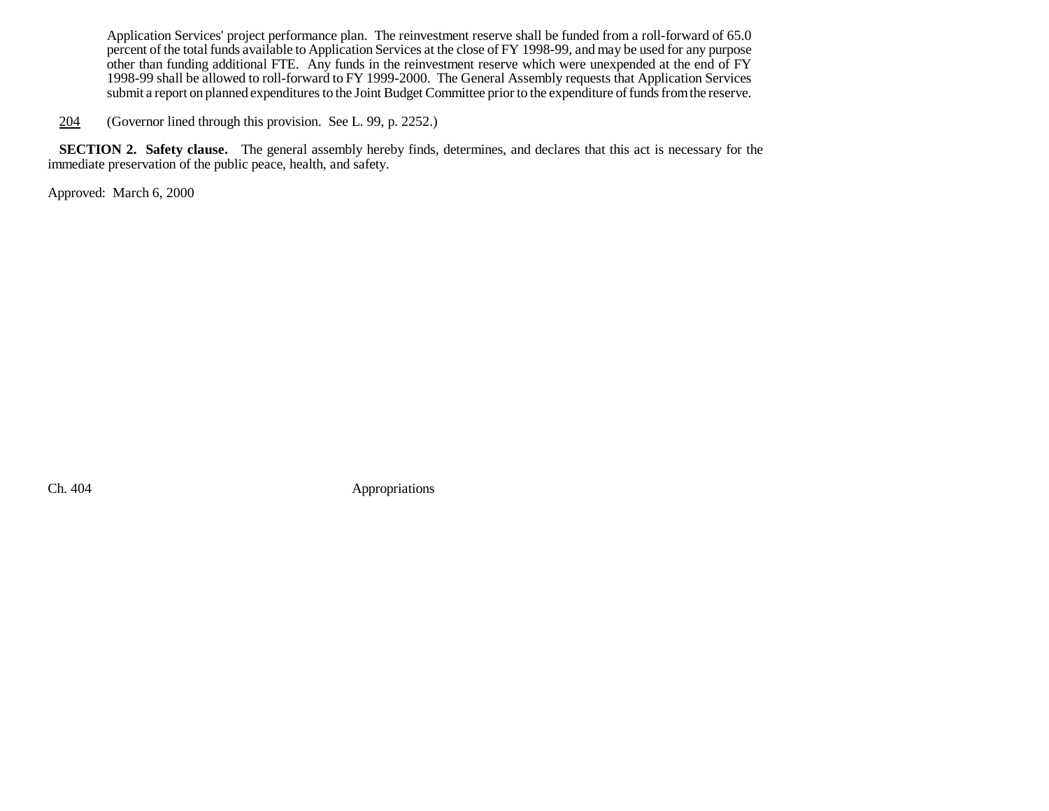Application Services' project performance plan. The reinvestment reserve shall be funded from a roll-forward of 65.0 percent of the total funds available to Application Services at the close of FY 1998-99, and may be used for any purpose other than funding additional FTE. Any funds in the reinvestment reserve which were unexpended at the end of FY 1998-99 shall be allowed to roll-forward to FY 1999-2000. The General Assembly requests that Application Services submit a report on planned expenditures to the Joint Budget Committee prior to the expenditure of funds from the reserve.

204 (Governor lined through this provision. See L. 99, p. 2252.)

**SECTION 2. Safety clause.** The general assembly hereby finds, determines, and declares that this act is necessary for the immediate preservation of the public peace, health, and safety.

Approved: March 6, 2000